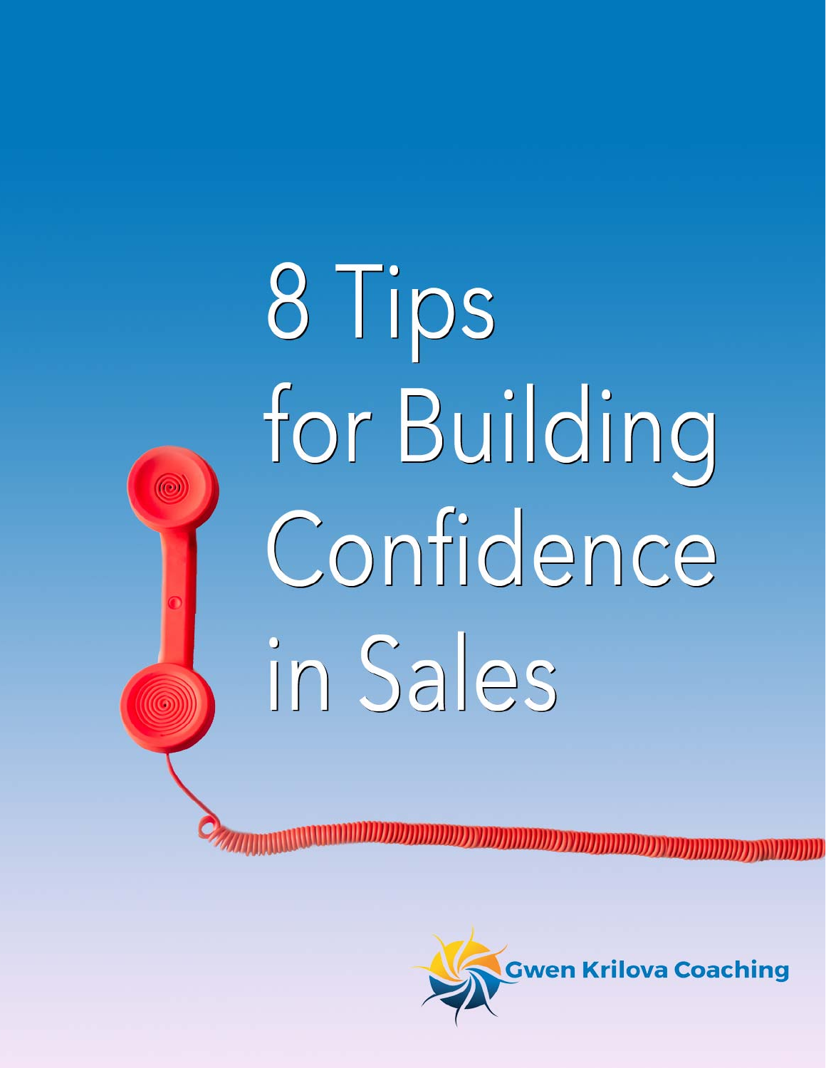# 8 Tips for Building Confidence in Sales

Gwen Krilova Coaching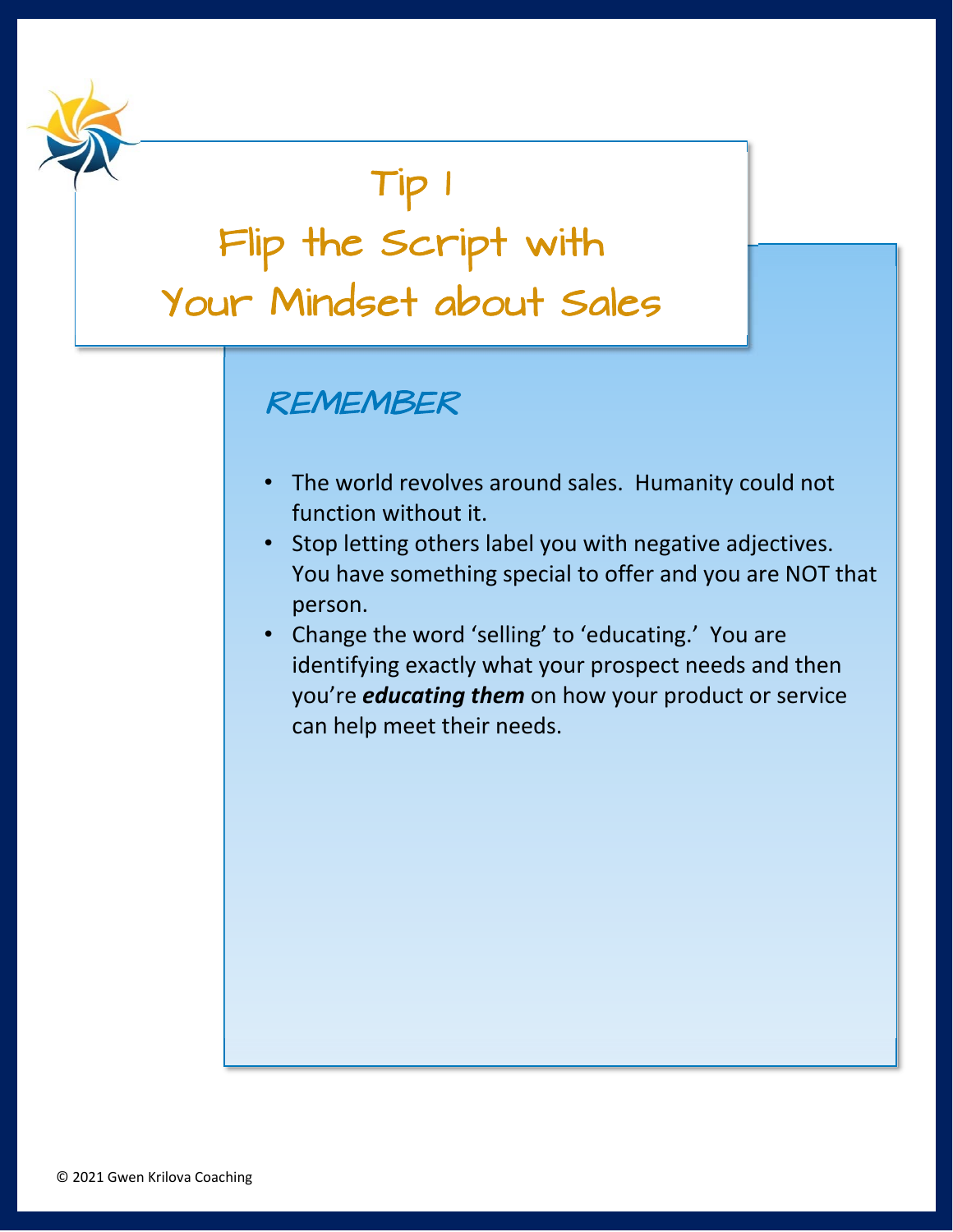# Tip 1
# Flip the Script with Your Mindset about Sales

## REMEMBER

- The world revolves around sales.  Humanity could not function without it.
- Stop letting others label you with negative adjectives. You have something special to offer and you are NOT that person.
- Change the word 'selling' to 'educating.'  You are identifying exactly what your prospect needs and then you're ***educating them*** on how your product or service can help meet their needs.

© 2021 Gwen Krilova Coaching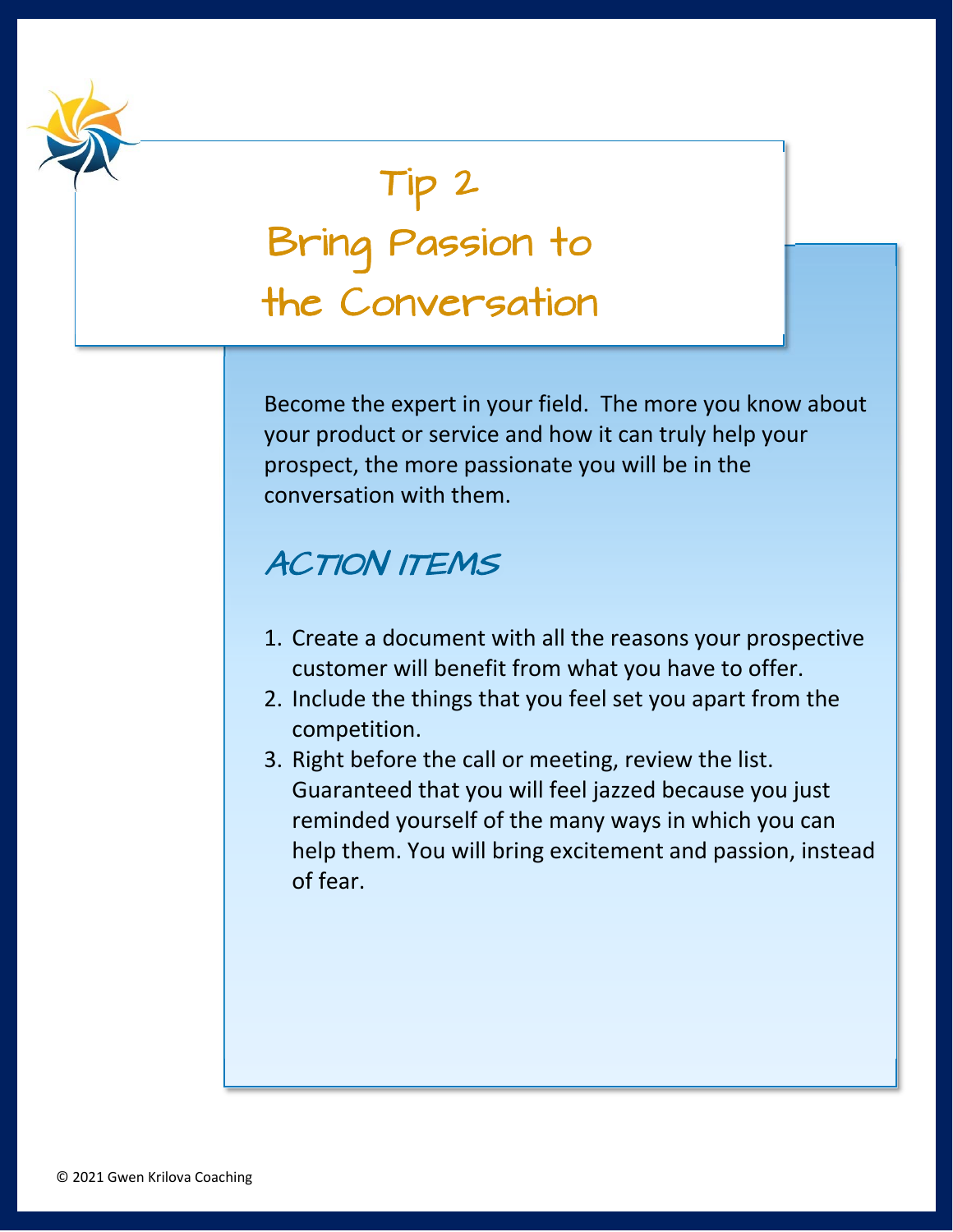# Tip 2
# Bring Passion to the Conversation

Become the expert in your field.  The more you know about your product or service and how it can truly help your prospect, the more passionate you will be in the conversation with them.

## Action Items

1. Create a document with all the reasons your prospective customer will benefit from what you have to offer.
2. Include the things that you feel set you apart from the competition.
3. Right before the call or meeting, review the list. Guaranteed that you will feel jazzed because you just reminded yourself of the many ways in which you can help them. You will bring excitement and passion, instead of fear.

© 2021 Gwen Krilova Coaching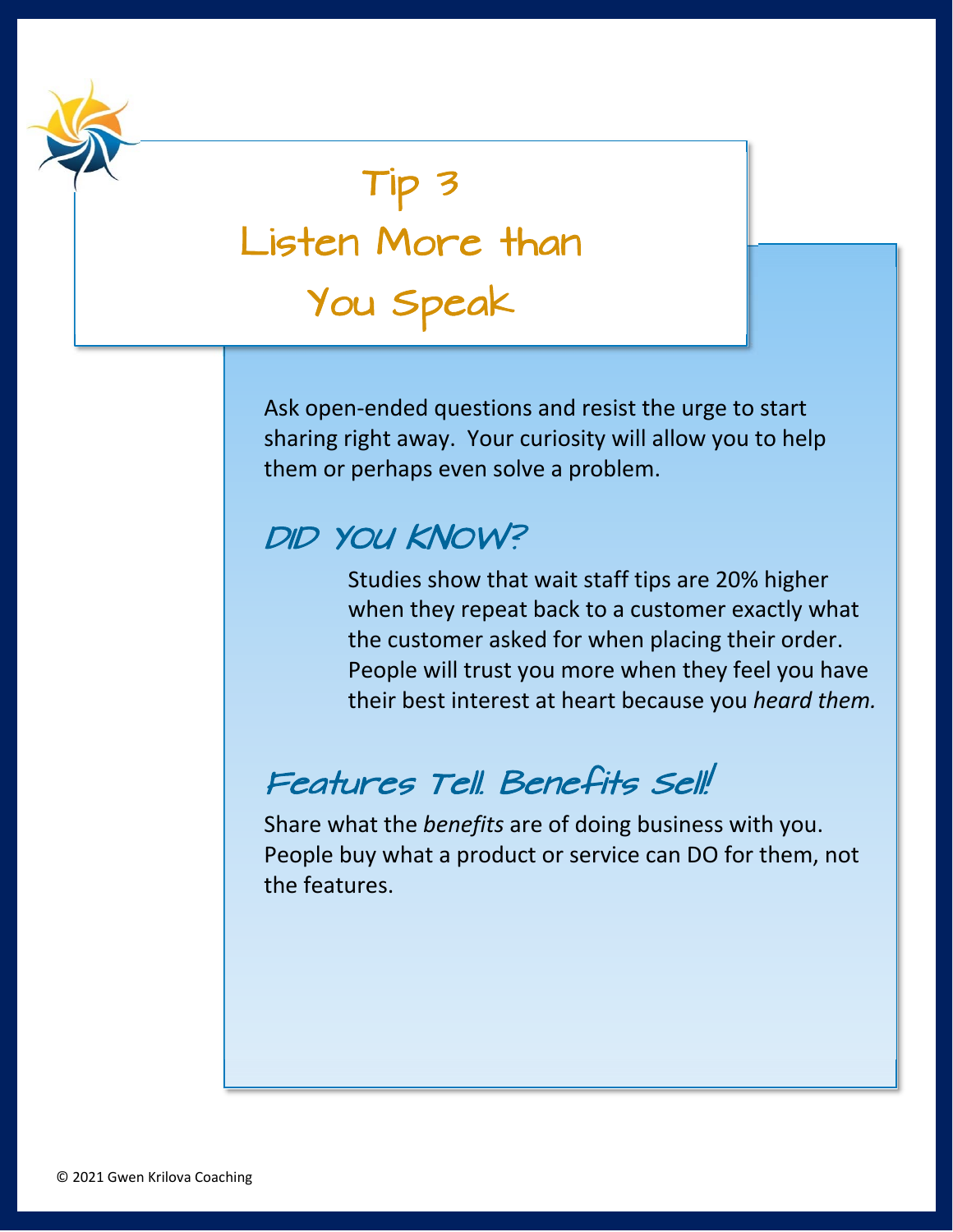# Tip 3
# Listen More than You Speak

Ask open-ended questions and resist the urge to start sharing right away. Your curiosity will allow you to help them or perhaps even solve a problem.

## DID YOU KNOW?

Studies show that wait staff tips are 20% higher when they repeat back to a customer exactly what the customer asked for when placing their order. People will trust you more when they feel you have their best interest at heart because you *heard them.*

## Features Tell. Benefits Sell!

Share what the *benefits* are of doing business with you. People buy what a product or service can DO for them, not the features.

© 2021 Gwen Krilova Coaching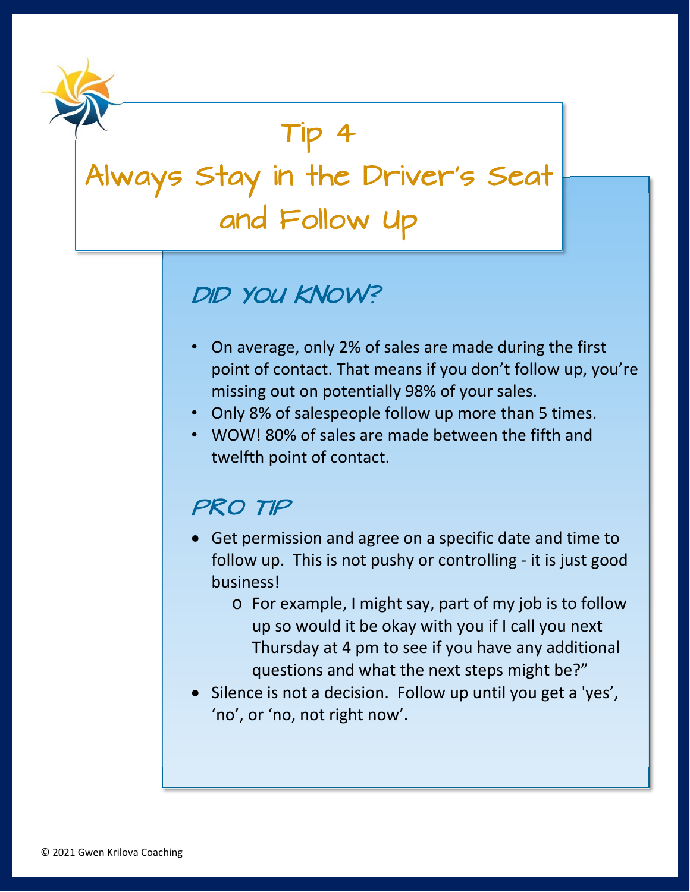# Tip 4

# Always Stay in the Driver's Seat and Follow Up

## DID YOU KNOW?

- On average, only 2% of sales are made during the first point of contact. That means if you don't follow up, you're missing out on potentially 98% of your sales.
- Only 8% of salespeople follow up more than 5 times.
- WOW! 80% of sales are made between the fifth and twelfth point of contact.

## PRO TIP

- Get permission and agree on a specific date and time to follow up. This is not pushy or controlling - it is just good business!
  - For example, I might say, part of my job is to follow up so would it be okay with you if I call you next Thursday at 4 pm to see if you have any additional questions and what the next steps might be?"
- Silence is not a decision. Follow up until you get a 'yes', 'no', or 'no, not right now'.

© 2021 Gwen Krilova Coaching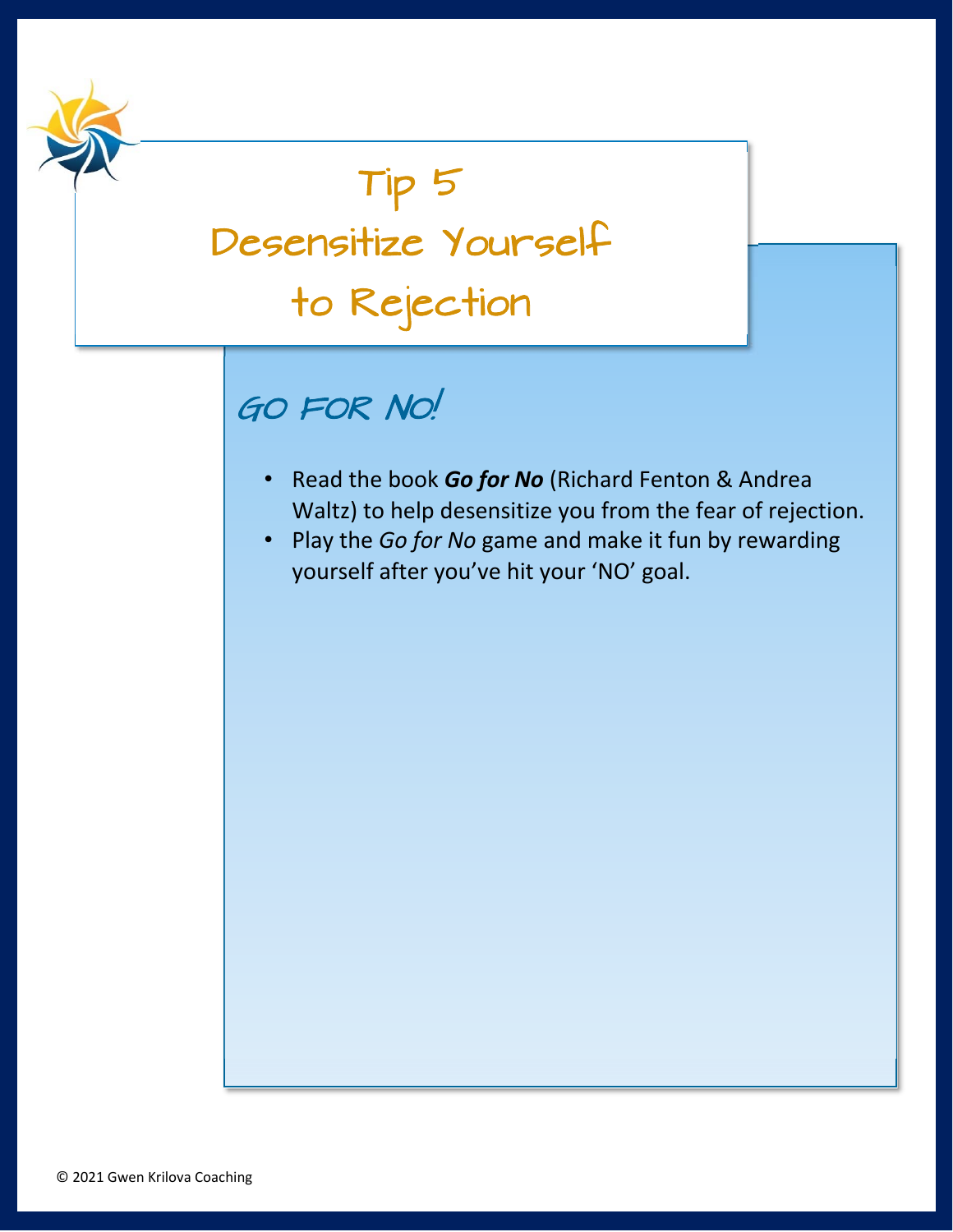# Tip 5
# Desensitize Yourself to Rejection

## GO FOR NO!

- Read the book ***Go for No*** (Richard Fenton & Andrea Waltz) to help desensitize you from the fear of rejection.
- Play the *Go for No* game and make it fun by rewarding yourself after you've hit your 'NO' goal.

© 2021 Gwen Krilova Coaching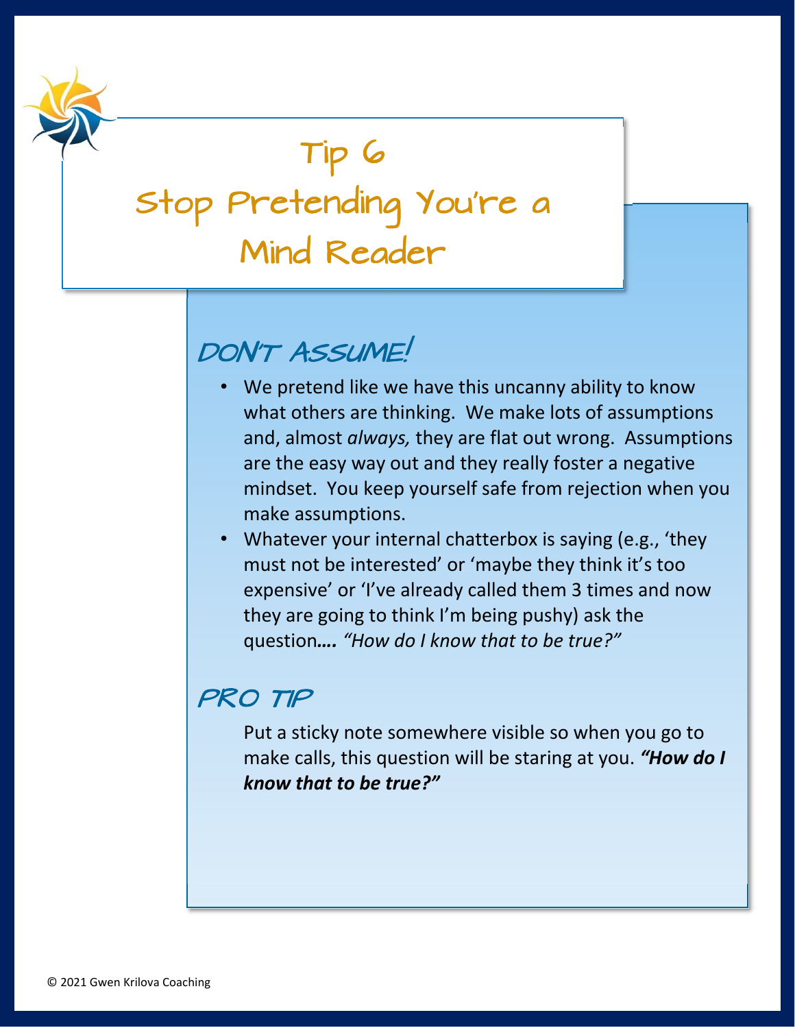# Tip 6
# Stop Pretending You're a Mind Reader

## DON'T ASSUME!

- We pretend like we have this uncanny ability to know what others are thinking. We make lots of assumptions and, almost *always,* they are flat out wrong. Assumptions are the easy way out and they really foster a negative mindset. You keep yourself safe from rejection when you make assumptions.
- Whatever your internal chatterbox is saying (e.g., 'they must not be interested' or 'maybe they think it's too expensive' or 'I've already called them 3 times and now they are going to think I'm being pushy) ask the question**….** *"How do I know that to be true?"*

## PRO TIP

Put a sticky note somewhere visible so when you go to make calls, this question will be staring at you. ***"How do I know that to be true?"***

© 2021 Gwen Krilova Coaching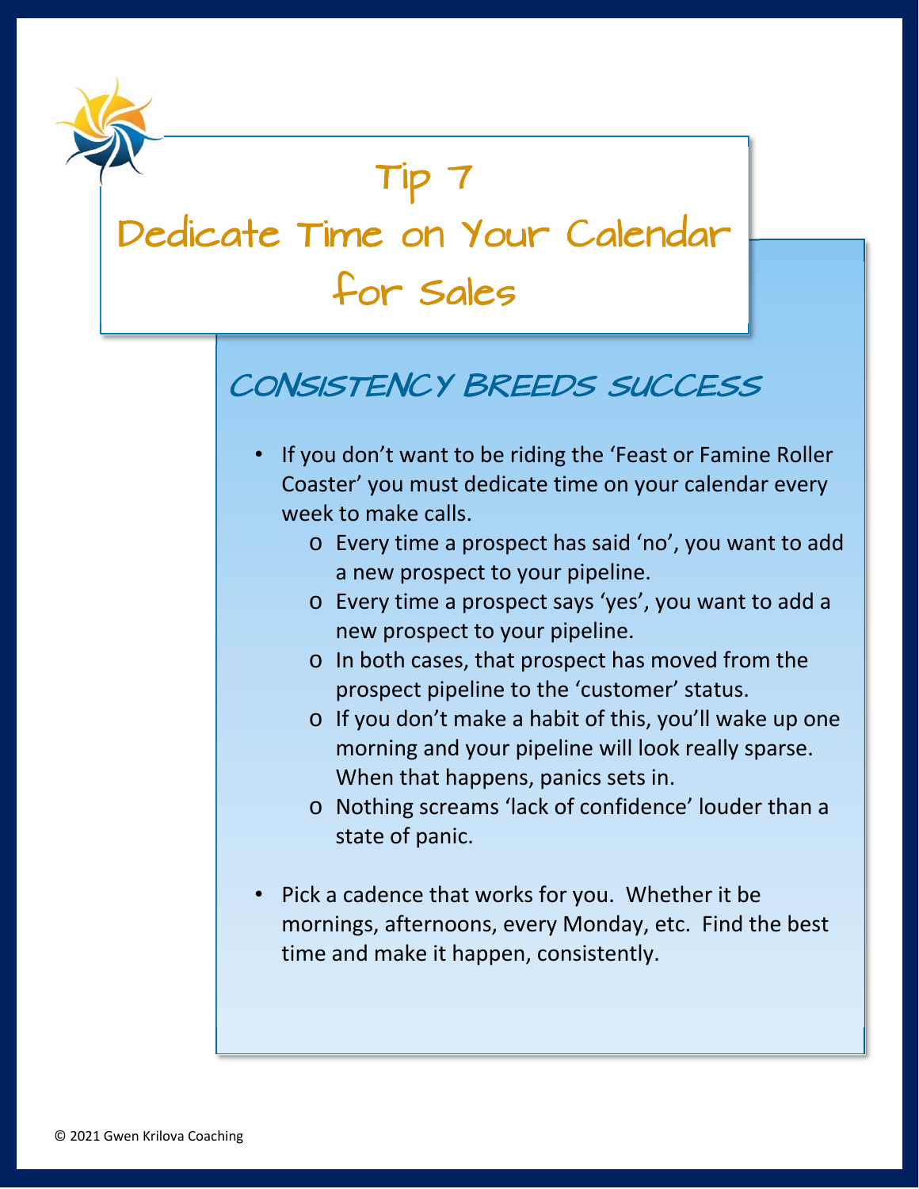# Tip 7

# Dedicate Time on Your Calendar for Sales

## CONSISTENCY BREEDS SUCCESS

- If you don't want to be riding the 'Feast or Famine Roller Coaster' you must dedicate time on your calendar every week to make calls.
  - Every time a prospect has said 'no', you want to add a new prospect to your pipeline.
  - Every time a prospect says 'yes', you want to add a new prospect to your pipeline.
  - In both cases, that prospect has moved from the prospect pipeline to the 'customer' status.
  - If you don't make a habit of this, you'll wake up one morning and your pipeline will look really sparse. When that happens, panics sets in.
  - Nothing screams 'lack of confidence' louder than a state of panic.

- Pick a cadence that works for you. Whether it be mornings, afternoons, every Monday, etc. Find the best time and make it happen, consistently.

© 2021 Gwen Krilova Coaching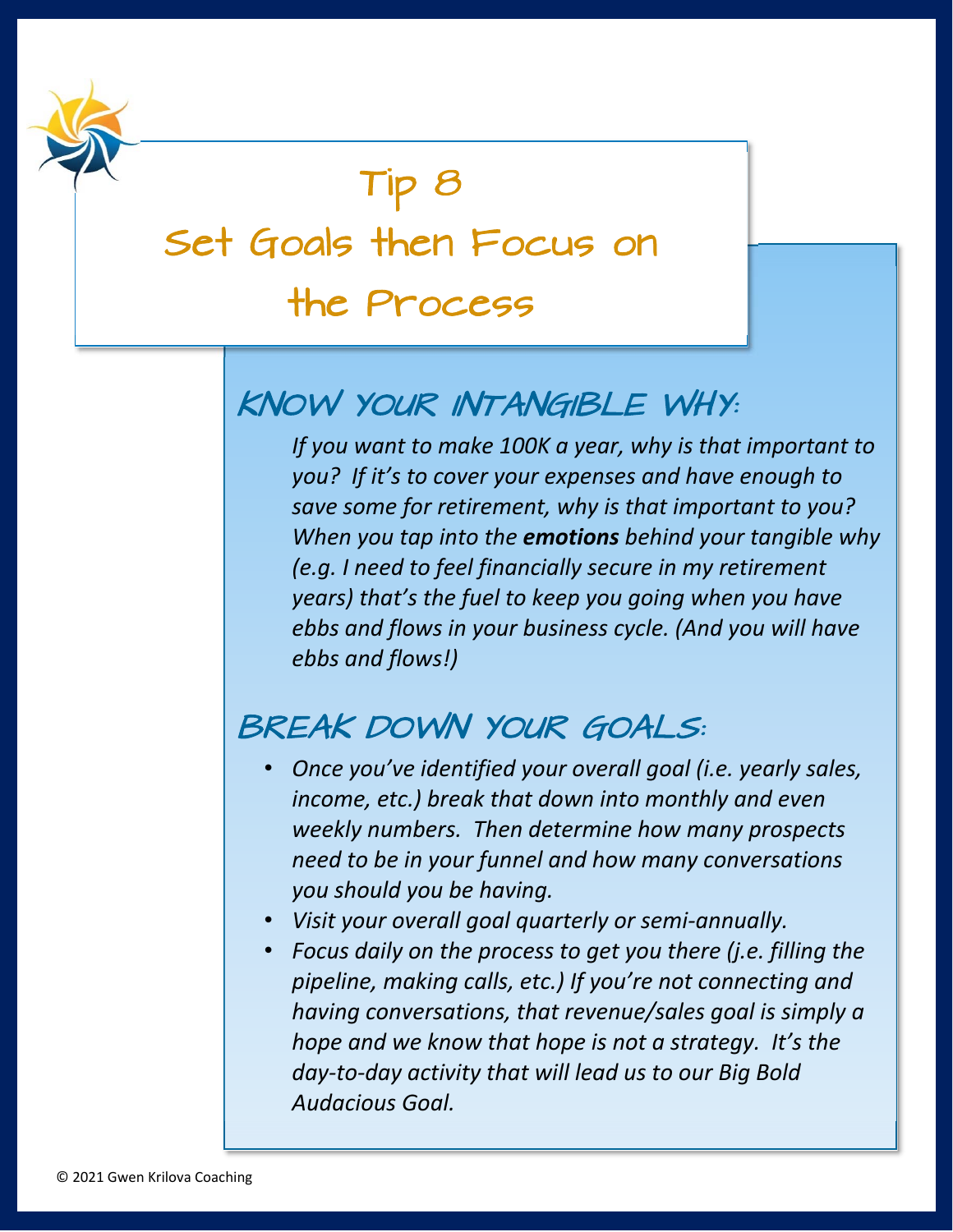# Tip 8

# Set Goals then Focus on the Process

## KNOW YOUR INTANGIBLE WHY:

*If you want to make 100K a year, why is that important to you? If it's to cover your expenses and have enough to save some for retirement, why is that important to you? When you tap into the **emotions** behind your tangible why (e.g. I need to feel financially secure in my retirement years) that's the fuel to keep you going when you have ebbs and flows in your business cycle. (And you will have ebbs and flows!)*

## BREAK DOWN YOUR GOALS:

- *Once you've identified your overall goal (i.e. yearly sales, income, etc.) break that down into monthly and even weekly numbers. Then determine how many prospects need to be in your funnel and how many conversations you should you be having.*
- *Visit your overall goal quarterly or semi-annually.*
- *Focus daily on the process to get you there (j.e. filling the pipeline, making calls, etc.) If you're not connecting and having conversations, that revenue/sales goal is simply a hope and we know that hope is not a strategy. It's the day-to-day activity that will lead us to our Big Bold Audacious Goal.*

© 2021 Gwen Krilova Coaching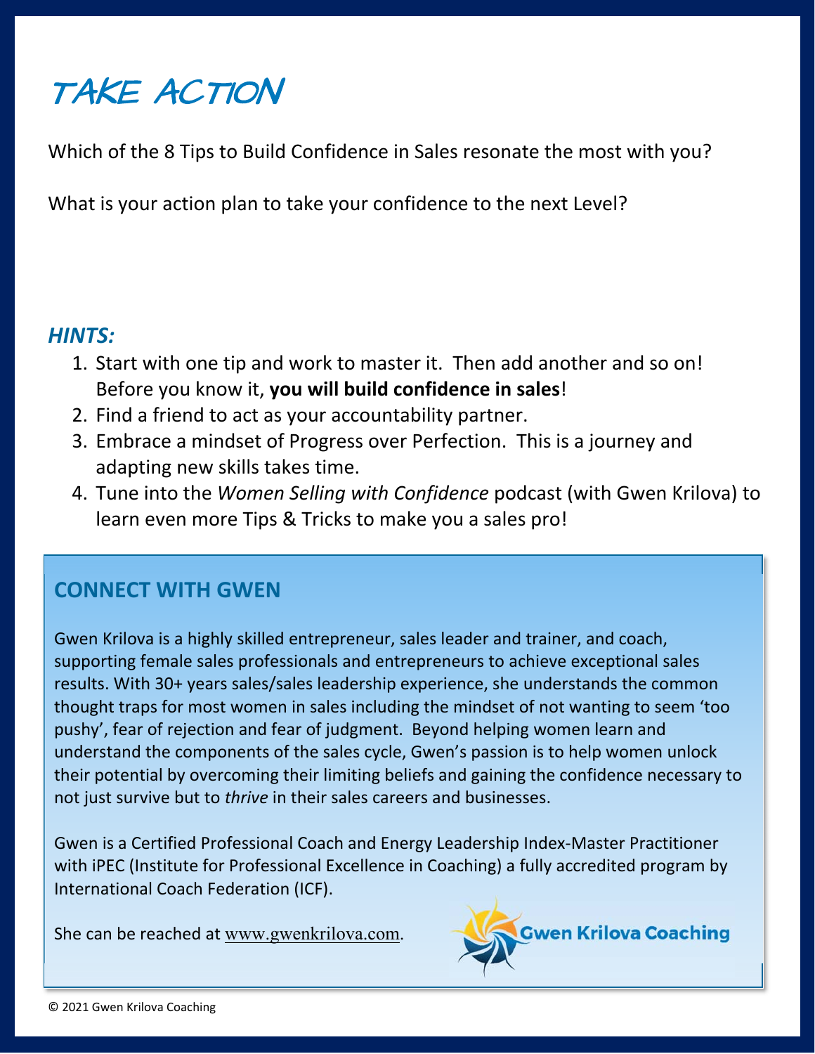# TAKE ACTION

Which of the 8 Tips to Build Confidence in Sales resonate the most with you?

What is your action plan to take your confidence to the next Level?

### *HINTS:*

1. Start with one tip and work to master it. Then add another and so on! Before you know it, **you will build confidence in sales**!
2. Find a friend to act as your accountability partner.
3. Embrace a mindset of Progress over Perfection. This is a journey and adapting new skills takes time.
4. Tune into the *Women Selling with Confidence* podcast (with Gwen Krilova) to learn even more Tips & Tricks to make you a sales pro!

## CONNECT WITH GWEN

Gwen Krilova is a highly skilled entrepreneur, sales leader and trainer, and coach, supporting female sales professionals and entrepreneurs to achieve exceptional sales results. With 30+ years sales/sales leadership experience, she understands the common thought traps for most women in sales including the mindset of not wanting to seem 'too pushy', fear of rejection and fear of judgment. Beyond helping women learn and understand the components of the sales cycle, Gwen's passion is to help women unlock their potential by overcoming their limiting beliefs and gaining the confidence necessary to not just survive but to *thrive* in their sales careers and businesses.

Gwen is a Certified Professional Coach and Energy Leadership Index-Master Practitioner with iPEC (Institute for Professional Excellence in Coaching) a fully accredited program by International Coach Federation (ICF).

She can be reached at www.gwenkrilova.com.

Gwen Krilova Coaching

© 2021 Gwen Krilova Coaching